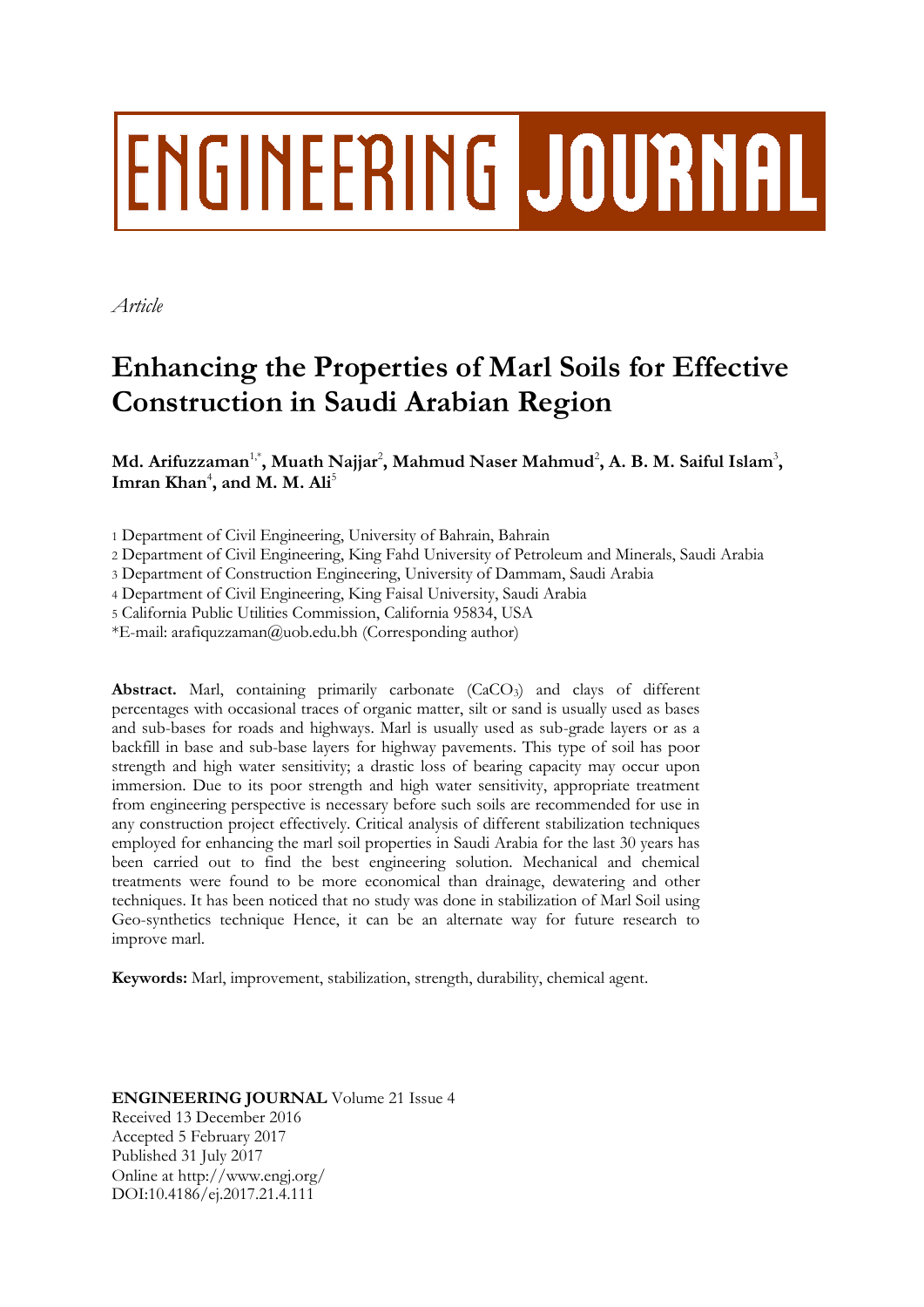# ENGINEERING JOURNAL

*Article*

# Enhancing the Properties of Marl Soils for Effective Construction in Saudi Arabian Region

**Md. Arifuzzaman[1,*], Muath Najjar[2], Mahmud Naser Mahmud[2], A. B. M. Saiful Islam[3], Imran Khan[4], and M. M. Ali[5]**

1 Department of Civil Engineering, University of Bahrain, Bahrain

2 Department of Civil Engineering, King Fahd University of Petroleum and Minerals, Saudi Arabia

3 Department of Construction Engineering, University of Dammam, Saudi Arabia

4 Department of Civil Engineering, King Faisal University, Saudi Arabia

5 California Public Utilities Commission, California 95834, USA

*E-mail: arafiquzzaman@uob.edu.bh (Corresponding author)

**Abstract.** Marl, containing primarily carbonate ($CaCO_3$) and clays of different percentages with occasional traces of organic matter, silt or sand is usually used as bases and sub-bases for roads and highways. Marl is usually used as sub-grade layers or as a backfill in base and sub-base layers for highway pavements. This type of soil has poor strength and high water sensitivity; a drastic loss of bearing capacity may occur upon immersion. Due to its poor strength and high water sensitivity, appropriate treatment from engineering perspective is necessary before such soils are recommended for use in any construction project effectively. Critical analysis of different stabilization techniques employed for enhancing the marl soil properties in Saudi Arabia for the last 30 years has been carried out to find the best engineering solution. Mechanical and chemical treatments were found to be more economical than drainage, dewatering and other techniques. It has been noticed that no study was done in stabilization of Marl Soil using Geo-synthetics technique Hence, it can be an alternate way for future research to improve marl.

**Keywords:** Marl, improvement, stabilization, strength, durability, chemical agent.

**ENGINEERING JOURNAL** Volume 21 Issue 4
Received 13 December 2016
Accepted 5 February 2017
Published 31 July 2017
Online at http://www.engj.org/
DOI:10.4186/ej.2017.21.4.111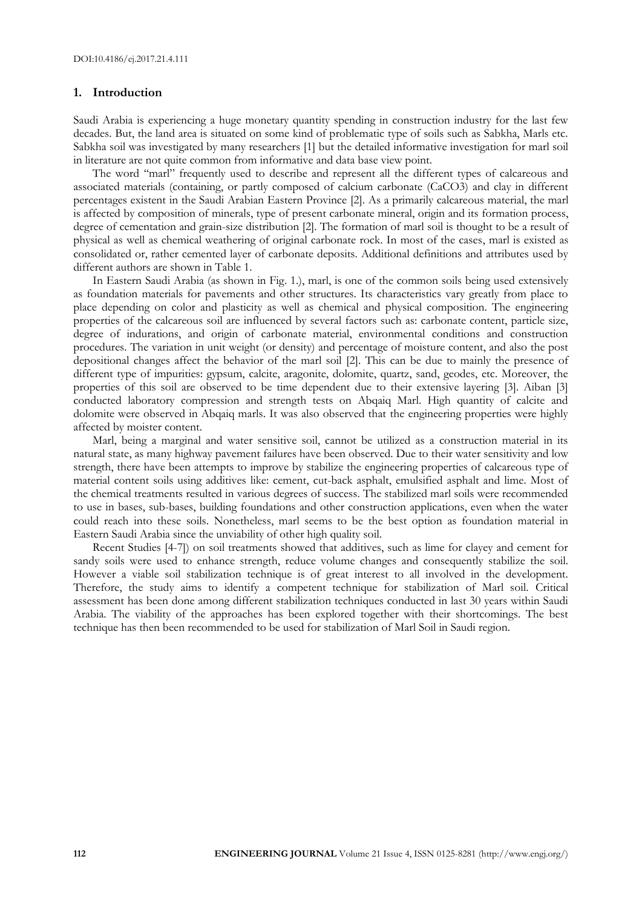## 1. Introduction

Saudi Arabia is experiencing a huge monetary quantity spending in construction industry for the last few decades. But, the land area is situated on some kind of problematic type of soils such as Sabkha, Marls etc. Sabkha soil was investigated by many researchers [1] but the detailed informative investigation for marl soil in literature are not quite common from informative and data base view point.

The word "marl" frequently used to describe and represent all the different types of calcareous and associated materials (containing, or partly composed of calcium carbonate ($CaCO_3$) and clay in different percentages existent in the Saudi Arabian Eastern Province [2]. As a primarily calcareous material, the marl is affected by composition of minerals, type of present carbonate mineral, origin and its formation process, degree of cementation and grain-size distribution [2]. The formation of marl soil is thought to be a result of physical as well as chemical weathering of original carbonate rock. In most of the cases, marl is existed as consolidated or, rather cemented layer of carbonate deposits. Additional definitions and attributes used by different authors are shown in Table 1.

In Eastern Saudi Arabia (as shown in Fig. 1.), marl, is one of the common soils being used extensively as foundation materials for pavements and other structures. Its characteristics vary greatly from place to place depending on color and plasticity as well as chemical and physical composition. The engineering properties of the calcareous soil are influenced by several factors such as: carbonate content, particle size, degree of indurations, and origin of carbonate material, environmental conditions and construction procedures. The variation in unit weight (or density) and percentage of moisture content, and also the post depositional changes affect the behavior of the marl soil [2]. This can be due to mainly the presence of different type of impurities: gypsum, calcite, aragonite, dolomite, quartz, sand, geodes, etc. Moreover, the properties of this soil are observed to be time dependent due to their extensive layering [3]. Aiban [3] conducted laboratory compression and strength tests on Abqaiq Marl. High quantity of calcite and dolomite were observed in Abqaiq marls. It was also observed that the engineering properties were highly affected by moister content.

Marl, being a marginal and water sensitive soil, cannot be utilized as a construction material in its natural state, as many highway pavement failures have been observed. Due to their water sensitivity and low strength, there have been attempts to improve by stabilize the engineering properties of calcareous type of material content soils using additives like: cement, cut-back asphalt, emulsified asphalt and lime. Most of the chemical treatments resulted in various degrees of success. The stabilized marl soils were recommended to use in bases, sub-bases, building foundations and other construction applications, even when the water could reach into these soils. Nonetheless, marl seems to be the best option as foundation material in Eastern Saudi Arabia since the unviability of other high quality soil.

Recent Studies [4-7]) on soil treatments showed that additives, such as lime for clayey and cement for sandy soils were used to enhance strength, reduce volume changes and consequently stabilize the soil. However a viable soil stabilization technique is of great interest to all involved in the development. Therefore, the study aims to identify a competent technique for stabilization of Marl soil. Critical assessment has been done among different stabilization techniques conducted in last 30 years within Saudi Arabia. The viability of the approaches has been explored together with their shortcomings. The best technique has then been recommended to be used for stabilization of Marl Soil in Saudi region.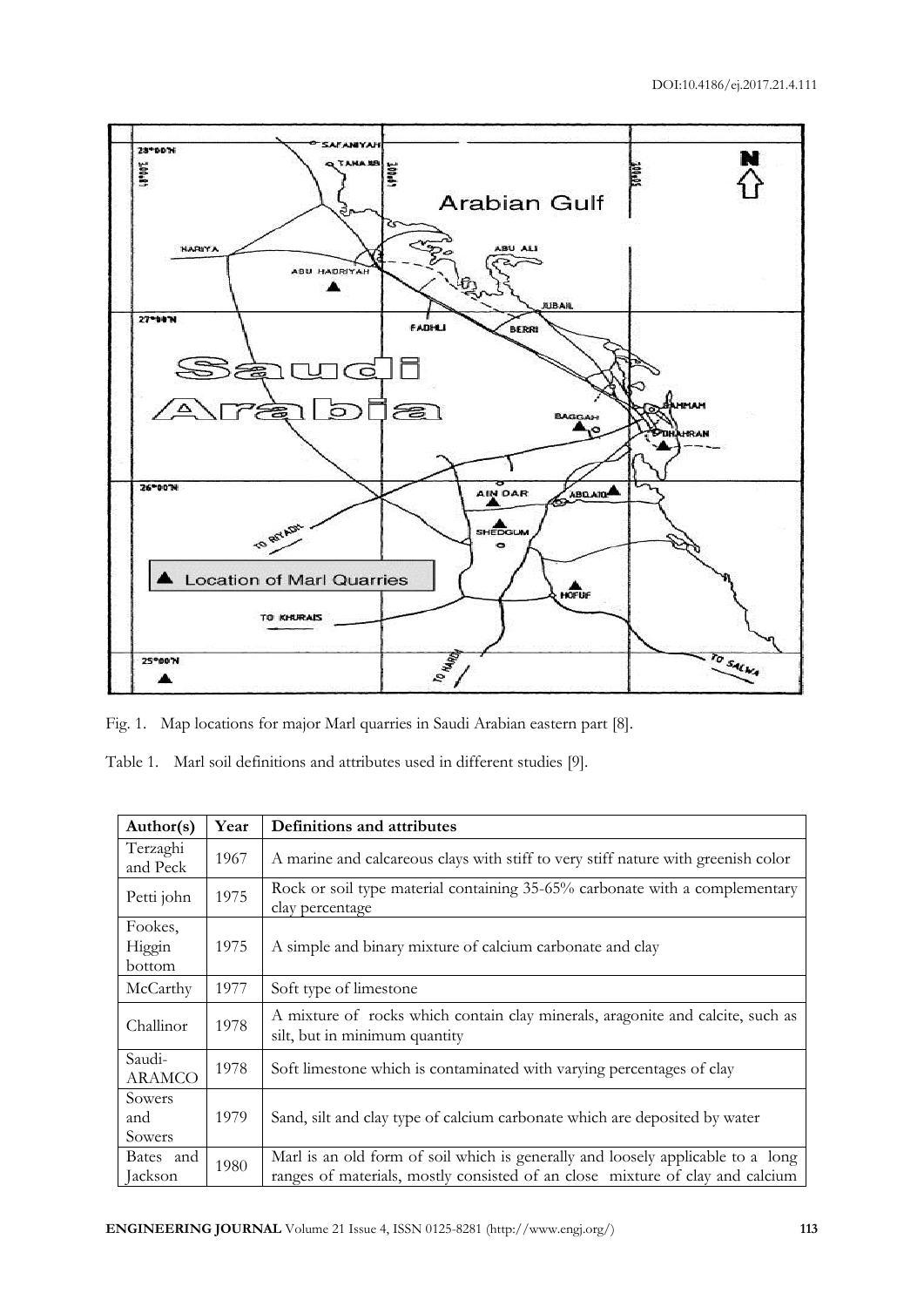Fig. 1. Map locations for major Marl quarries in Saudi Arabian eastern part [8].

Table 1. Marl soil definitions and attributes used in different studies [9].

| Author(s) | Year | Definitions and attributes |
|---|---|---|
| Terzaghi and Peck | 1967 | A marine and calcareous clays with stiff to very stiff nature with greenish color |
| Petti john | 1975 | Rock or soil type material containing 35-65% carbonate with a complementary clay percentage |
| Fookes, Higgin bottom | 1975 | A simple and binary mixture of calcium carbonate and clay |
| McCarthy | 1977 | Soft type of limestone |
| Challinor | 1978 | A mixture of rocks which contain clay minerals, aragonite and calcite, such as silt, but in minimum quantity |
| Saudi-ARAMCO | 1978 | Soft limestone which is contaminated with varying percentages of clay |
| Sowers and Sowers | 1979 | Sand, silt and clay type of calcium carbonate which are deposited by water |
| Bates and Jackson | 1980 | Marl is an old form of soil which is generally and loosely applicable to a long ranges of materials, mostly consisted of an close mixture of clay and calcium |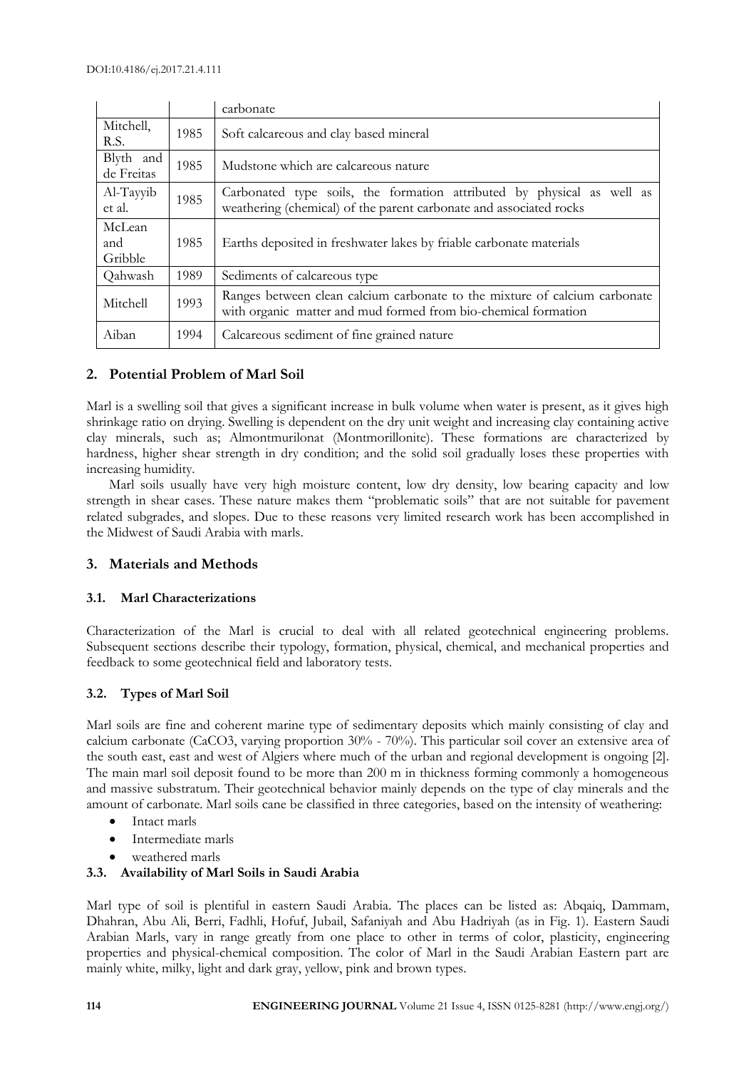|  |  | carbonate |
| --- | --- | --- |
| Mitchell, R.S. | 1985 | Soft calcareous and clay based mineral |
| Blyth and de Freitas | 1985 | Mudstone which are calcareous nature |
| Al-Tayyib et al. | 1985 | Carbonated type soils, the formation attributed by physical as well as weathering (chemical) of the parent carbonate and associated rocks |
| McLean and Gribble | 1985 | Earths deposited in freshwater lakes by friable carbonate materials |
| Qahwash | 1989 | Sediments of calcareous type |
| Mitchell | 1993 | Ranges between clean calcium carbonate to the mixture of calcium carbonate with organic matter and mud formed from bio-chemical formation |
| Aiban | 1994 | Calcareous sediment of fine grained nature |

## 2. Potential Problem of Marl Soil

Marl is a swelling soil that gives a significant increase in bulk volume when water is present, as it gives high shrinkage ratio on drying. Swelling is dependent on the dry unit weight and increasing clay containing active clay minerals, such as; Almontmurilonat (Montmorillonite). These formations are characterized by hardness, higher shear strength in dry condition; and the solid soil gradually loses these properties with increasing humidity.

Marl soils usually have very high moisture content, low dry density, low bearing capacity and low strength in shear cases. These nature makes them "problematic soils" that are not suitable for pavement related subgrades, and slopes. Due to these reasons very limited research work has been accomplished in the Midwest of Saudi Arabia with marls.

## 3. Materials and Methods

### 3.1. Marl Characterizations

Characterization of the Marl is crucial to deal with all related geotechnical engineering problems. Subsequent sections describe their typology, formation, physical, chemical, and mechanical properties and feedback to some geotechnical field and laboratory tests.

### 3.2. Types of Marl Soil

Marl soils are fine and coherent marine type of sedimentary deposits which mainly consisting of clay and calcium carbonate ($CaCO_3$, varying proportion 30% - 70%). This particular soil cover an extensive area of the south east, east and west of Algiers where much of the urban and regional development is ongoing [2]. The main marl soil deposit found to be more than 200 m in thickness forming commonly a homogeneous and massive substratum. Their geotechnical behavior mainly depends on the type of clay minerals and the amount of carbonate. Marl soils cane be classified in three categories, based on the intensity of weathering:

- Intact marls
- Intermediate marls
- weathered marls

### 3.3. Availability of Marl Soils in Saudi Arabia

Marl type of soil is plentiful in eastern Saudi Arabia. The places can be listed as: Abqaiq, Dammam, Dhahran, Abu Ali, Berri, Fadhli, Hofuf, Jubail, Safaniyah and Abu Hadriyah (as in Fig. 1). Eastern Saudi Arabian Marls, vary in range greatly from one place to other in terms of color, plasticity, engineering properties and physical-chemical composition. The color of Marl in the Saudi Arabian Eastern part are mainly white, milky, light and dark gray, yellow, pink and brown types.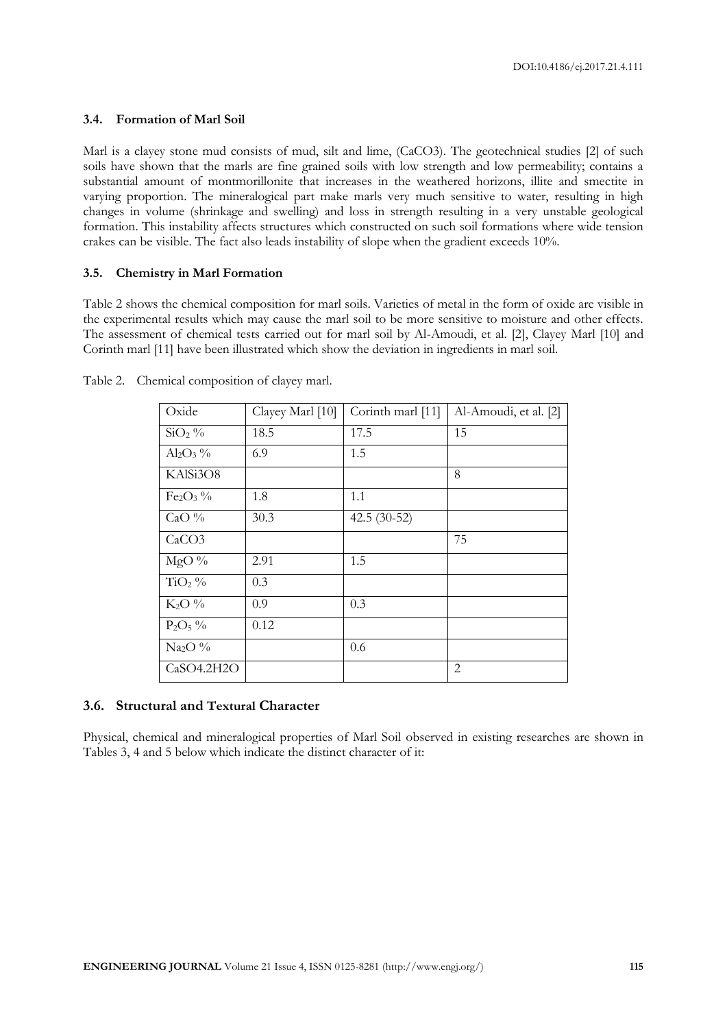### 3.4. Formation of Marl Soil

Marl is a clayey stone mud consists of mud, silt and lime, ($CaCO3$). The geotechnical studies [2] of such soils have shown that the marls are fine grained soils with low strength and low permeability; contains a substantial amount of montmorillonite that increases in the weathered horizons, illite and smectite in varying proportion. The mineralogical part make marls very much sensitive to water, resulting in high changes in volume (shrinkage and swelling) and loss in strength resulting in a very unstable geological formation. This instability affects structures which constructed on such soil formations where wide tension crakes can be visible. The fact also leads instability of slope when the gradient exceeds 10%.

### 3.5. Chemistry in Marl Formation

Table 2 shows the chemical composition for marl soils. Varieties of metal in the form of oxide are visible in the experimental results which may cause the marl soil to be more sensitive to moisture and other effects. The assessment of chemical tests carried out for marl soil by Al-Amoudi, et al. [2], Clayey Marl [10] and Corinth marl [11] have been illustrated which show the deviation in ingredients in marl soil.

Table 2. Chemical composition of clayey marl.

| Oxide | Clayey Marl [10] | Corinth marl [11] | Al-Amoudi, et al. [2] |
|---|---|---|---|
| $SiO_2$ % | 18.5 | 17.5 | 15 |
| $Al_2O_3$ % | 6.9 | 1.5 | |
| $KAlSi3O8$ | | | 8 |
| $Fe_2O_3$ % | 1.8 | 1.1 | |
| $CaO$ % | 30.3 | 42.5 (30-52) | |
| $CaCO3$ | | | 75 |
| $MgO$ % | 2.91 | 1.5 | |
| $TiO_2$ % | 0.3 | | |
| $K_2O$ % | 0.9 | 0.3 | |
| $P_2O_5$ % | 0.12 | | |
| $Na_2O$ % | | 0.6 | |
| $CaSO4.2H2O$ | | | 2 |

### 3.6. Structural and Textural Character

Physical, chemical and mineralogical properties of Marl Soil observed in existing researches are shown in Tables 3, 4 and 5 below which indicate the distinct character of it: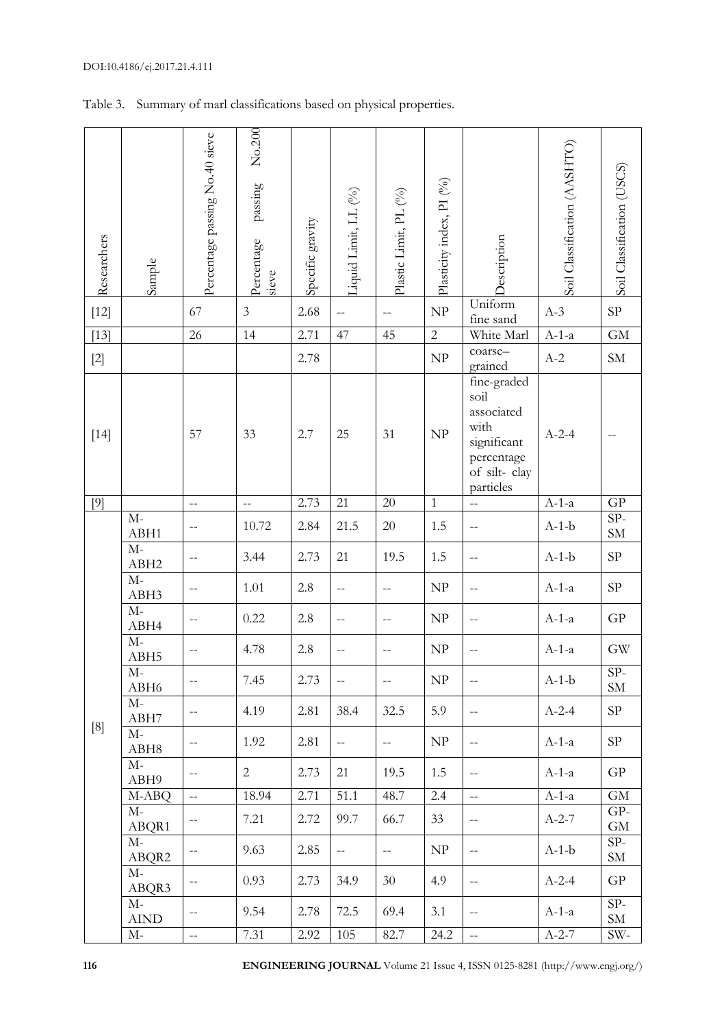Table 3. Summary of marl classifications based on physical properties.

| Researchers | Sample | Percentage passing No.40 sieve | Percentage passing No.200 sieve | Specific gravity | Liquid Limit, LL (%) | Plastic Limit, PL (%) | Plasticity index, PI (%) | Description | Soil Classification (AASHTO) | Soil Classification (USCS) |
|---|---|---|---|---|---|---|---|---|---|---|
| [12] | | 67 | 3 | 2.68 | -- | -- | NP | Uniform fine sand | A-3 | SP |
| [13] | | 26 | 14 | 2.71 | 47 | 45 | 2 | White Marl | A-1-a | GM |
| [2] | | | | 2.78 | | | NP | coarse–grained | A-2 | SM |
| [14] | | 57 | 33 | 2.7 | 25 | 31 | NP | fine-graded soil associated with significant percentage of silt- clay particles | A-2-4 | -- |
| [9] | | -- | -- | 2.73 | 21 | 20 | 1 | -- | A-1-a | GP |
| [8] | M-ABH1 | -- | 10.72 | 2.84 | 21.5 | 20 | 1.5 | -- | A-1-b | SP-SM |
| | M-ABH2 | -- | 3.44 | 2.73 | 21 | 19.5 | 1.5 | -- | A-1-b | SP |
| | M-ABH3 | -- | 1.01 | 2.8 | -- | -- | NP | -- | A-1-a | SP |
| | M-ABH4 | -- | 0.22 | 2.8 | -- | -- | NP | -- | A-1-a | GP |
| | M-ABH5 | -- | 4.78 | 2.8 | -- | -- | NP | -- | A-1-a | GW |
| | M-ABH6 | -- | 7.45 | 2.73 | -- | -- | NP | -- | A-1-b | SP-SM |
| | M-ABH7 | -- | 4.19 | 2.81 | 38.4 | 32.5 | 5.9 | -- | A-2-4 | SP |
| | M-ABH8 | -- | 1.92 | 2.81 | -- | -- | NP | -- | A-1-a | SP |
| | M-ABH9 | -- | 2 | 2.73 | 21 | 19.5 | 1.5 | -- | A-1-a | GP |
| | M-ABQ | -- | 18.94 | 2.71 | 51.1 | 48.7 | 2.4 | -- | A-1-a | GM |
| | M-ABQR1 | -- | 7.21 | 2.72 | 99.7 | 66.7 | 33 | -- | A-2-7 | GP-GM |
| | M-ABQR2 | -- | 9.63 | 2.85 | -- | -- | NP | -- | A-1-b | SP-SM |
| | M-ABQR3 | -- | 0.93 | 2.73 | 34.9 | 30 | 4.9 | -- | A-2-4 | GP |
| | M-AIND | -- | 9.54 | 2.78 | 72.5 | 69.4 | 3.1 | -- | A-1-a | SP-SM |
| | M- | -- | 7.31 | 2.92 | 105 | 82.7 | 24.2 | -- | A-2-7 | SW- |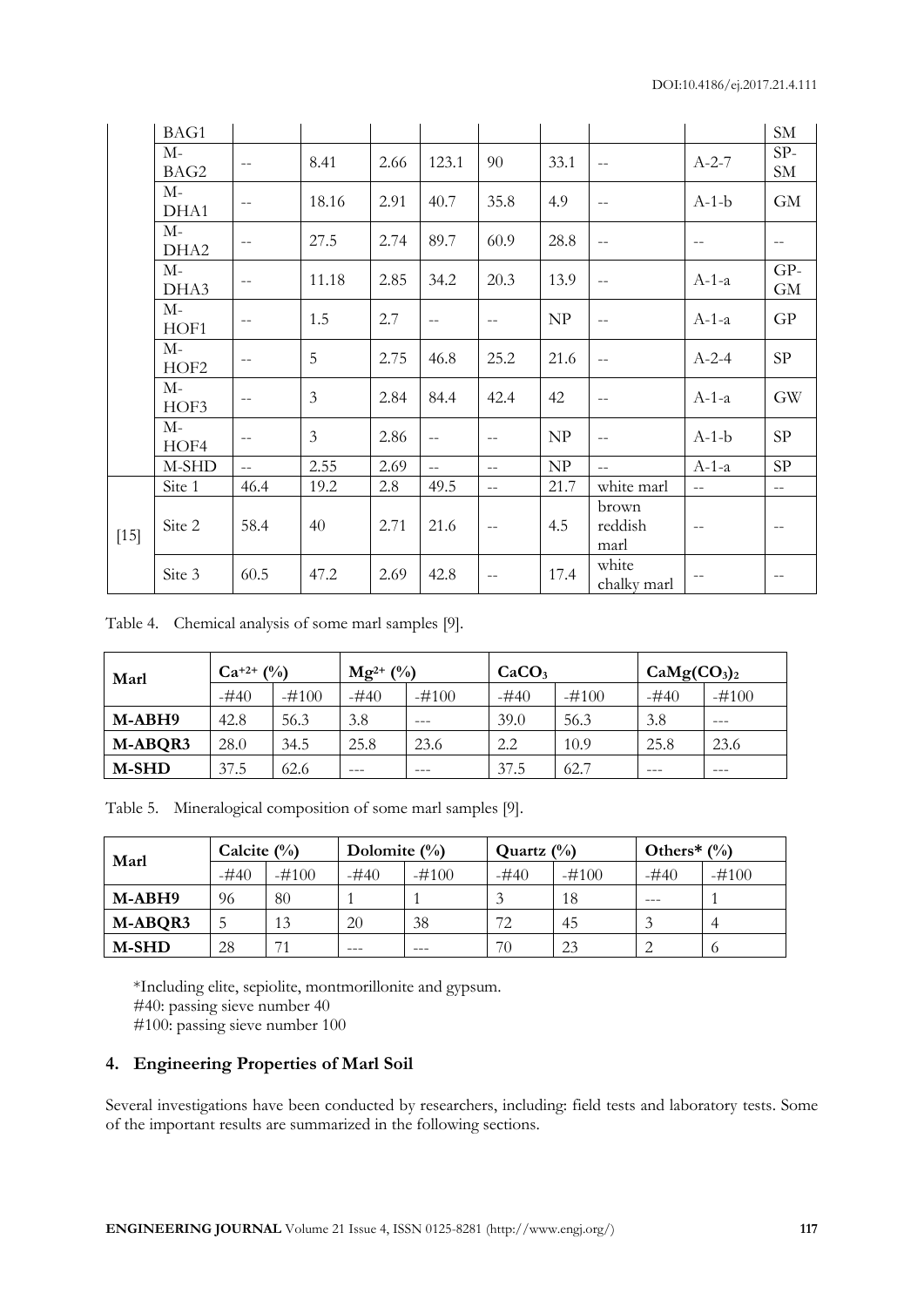|  | BAG1 |  |  |  |  |  |  |  |  | SM |
|---|---|---|---|---|---|---|---|---|---|---|
|  | M-BAG2 | -- | 8.41 | 2.66 | 123.1 | 90 | 33.1 | -- | A-2-7 | SP-SM |
|  | M-DHA1 | -- | 18.16 | 2.91 | 40.7 | 35.8 | 4.9 | -- | A-1-b | GM |
|  | M-DHA2 | -- | 27.5 | 2.74 | 89.7 | 60.9 | 28.8 | -- | -- | -- |
|  | M-DHA3 | -- | 11.18 | 2.85 | 34.2 | 20.3 | 13.9 | -- | A-1-a | GP-GM |
|  | M-HOF1 | -- | 1.5 | 2.7 | -- | -- | NP | -- | A-1-a | GP |
|  | M-HOF2 | -- | 5 | 2.75 | 46.8 | 25.2 | 21.6 | -- | A-2-4 | SP |
|  | M-HOF3 | -- | 3 | 2.84 | 84.4 | 42.4 | 42 | -- | A-1-a | GW |
|  | M-HOF4 | -- | 3 | 2.86 | -- | -- | NP | -- | A-1-b | SP |
|  | M-SHD | -- | 2.55 | 2.69 | -- | -- | NP | -- | A-1-a | SP |
| [15] | Site 1 | 46.4 | 19.2 | 2.8 | 49.5 | -- | 21.7 | white marl | -- | -- |
|  | Site 2 | 58.4 | 40 | 2.71 | 21.6 | -- | 4.5 | brown reddish marl | -- | -- |
|  | Site 3 | 60.5 | 47.2 | 2.69 | 42.8 | -- | 17.4 | white chalky marl | -- | -- |

Table 4. Chemical analysis of some marl samples [9].

| Marl | $Ca^{+2+}$ (%) | | $Mg^{2+}$ (%) | | $CaCO_3$ | | $CaMg(CO_3)_2$ | |
|---|---|---|---|---|---|---|---|---|
| | -#40 | -#100 | -#40 | -#100 | -#40 | -#100 | -#40 | -#100 |
| **M-ABH9** | 42.8 | 56.3 | 3.8 | --- | 39.0 | 56.3 | 3.8 | --- |
| **M-ABQR3** | 28.0 | 34.5 | 25.8 | 23.6 | 2.2 | 10.9 | 25.8 | 23.6 |
| **M-SHD** | 37.5 | 62.6 | --- | --- | 37.5 | 62.7 | --- | --- |

Table 5. Mineralogical composition of some marl samples [9].

| Marl | Calcite (%) | | Dolomite (%) | | Quartz (%) | | Others* (%) | |
|---|---|---|---|---|---|---|---|---|
| | -#40 | -#100 | -#40 | -#100 | -#40 | -#100 | -#40 | -#100 |
| **M-ABH9** | 96 | 80 | 1 | 1 | 3 | 18 | --- | 1 |
| **M-ABQR3** | 5 | 13 | 20 | 38 | 72 | 45 | 3 | 4 |
| **M-SHD** | 28 | 71 | --- | --- | 70 | 23 | 2 | 6 |

*Including elite, sepiolite, montmorillonite and gypsum.
#40: passing sieve number 40
#100: passing sieve number 100

## 4. Engineering Properties of Marl Soil

Several investigations have been conducted by researchers, including: field tests and laboratory tests. Some of the important results are summarized in the following sections.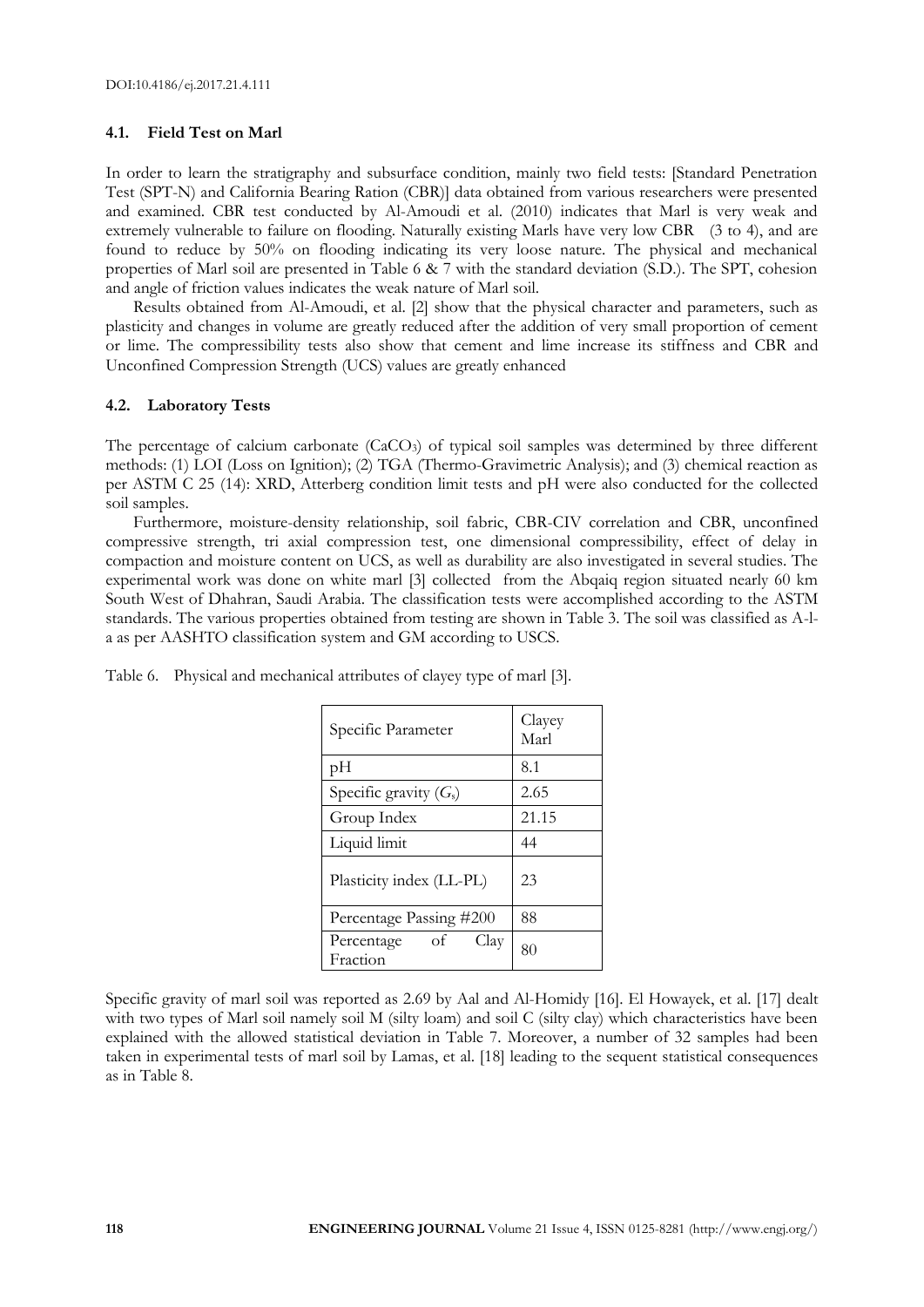### 4.1. Field Test on Marl

In order to learn the stratigraphy and subsurface condition, mainly two field tests: [Standard Penetration Test (SPT-N) and California Bearing Ration (CBR)] data obtained from various researchers were presented and examined. CBR test conducted by Al-Amoudi et al. (2010) indicates that Marl is very weak and extremely vulnerable to failure on flooding. Naturally existing Marls have very low CBR (3 to 4), and are found to reduce by 50% on flooding indicating its very loose nature. The physical and mechanical properties of Marl soil are presented in Table 6 & 7 with the standard deviation (S.D.). The SPT, cohesion and angle of friction values indicates the weak nature of Marl soil.

Results obtained from Al-Amoudi, et al. [2] show that the physical character and parameters, such as plasticity and changes in volume are greatly reduced after the addition of very small proportion of cement or lime. The compressibility tests also show that cement and lime increase its stiffness and CBR and Unconfined Compression Strength (UCS) values are greatly enhanced

### 4.2. Laboratory Tests

The percentage of calcium carbonate ($CaCO_3$) of typical soil samples was determined by three different methods: (1) LOI (Loss on Ignition); (2) TGA (Thermo-Gravimetric Analysis); and (3) chemical reaction as per ASTM C 25 (14): XRD, Atterberg condition limit tests and pH were also conducted for the collected soil samples.

Furthermore, moisture-density relationship, soil fabric, CBR-CIV correlation and CBR, unconfined compressive strength, tri axial compression test, one dimensional compressibility, effect of delay in compaction and moisture content on UCS, as well as durability are also investigated in several studies. The experimental work was done on white marl [3] collected from the Abqaiq region situated nearly 60 km South West of Dhahran, Saudi Arabia. The classification tests were accomplished according to the ASTM standards. The various properties obtained from testing are shown in Table 3. The soil was classified as A-l-a as per AASHTO classification system and GM according to USCS.

Table 6. Physical and mechanical attributes of clayey type of marl [3].

| Specific Parameter | Clayey Marl |
|---|---|
| pH | 8.1 |
| Specific gravity ($G_s$) | 2.65 |
| Group Index | 21.15 |
| Liquid limit | 44 |
| Plasticity index (LL-PL) | 23 |
| Percentage Passing #200 | 88 |
| Percentage of Clay Fraction | 80 |

Specific gravity of marl soil was reported as 2.69 by Aal and Al-Homidy [16]. El Howayek, et al. [17] dealt with two types of Marl soil namely soil M (silty loam) and soil C (silty clay) which characteristics have been explained with the allowed statistical deviation in Table 7. Moreover, a number of 32 samples had been taken in experimental tests of marl soil by Lamas, et al. [18] leading to the sequent statistical consequences as in Table 8.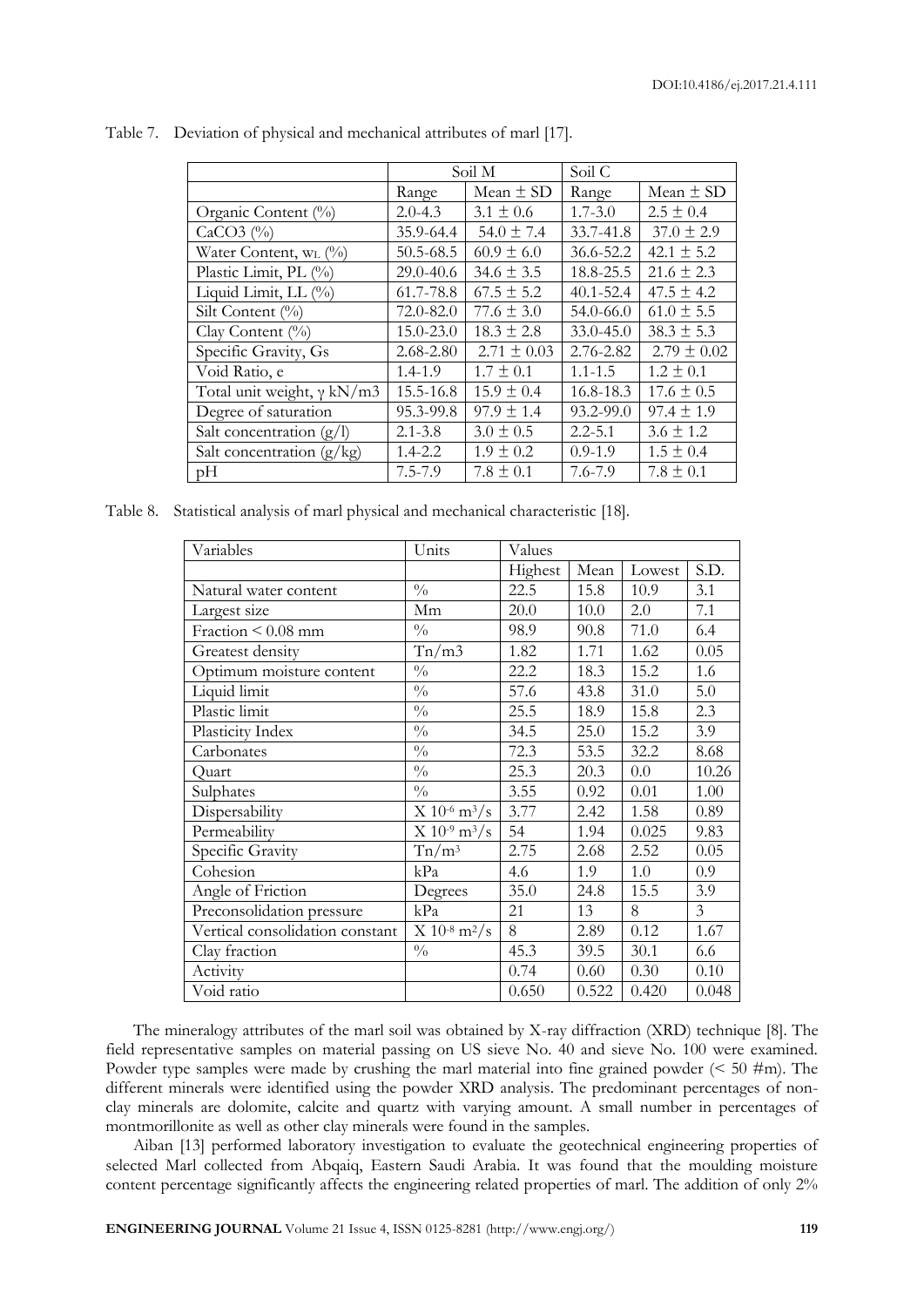Table 7. Deviation of physical and mechanical attributes of marl [17].

| | Soil M | | Soil C | |
|---|---|---|---|---|
| | Range | Mean ± SD | Range | Mean ± SD |
| Organic Content (%) | 2.0-4.3 | 3.1 ± 0.6 | 1.7-3.0 | 2.5 ± 0.4 |
| $CaCO_3$ (%) | 35.9-64.4 | 54.0 ± 7.4 | 33.7-41.8 | 37.0 ± 2.9 |
| Water Content, $w_L$ (%) | 50.5-68.5 | 60.9 ± 6.0 | 36.6-52.2 | 42.1 ± 5.2 |
| Plastic Limit, PL (%) | 29.0-40.6 | 34.6 ± 3.5 | 18.8-25.5 | 21.6 ± 2.3 |
| Liquid Limit, LL (%) | 61.7-78.8 | 67.5 ± 5.2 | 40.1-52.4 | 47.5 ± 4.2 |
| Silt Content (%) | 72.0-82.0 | 77.6 ± 3.0 | 54.0-66.0 | 61.0 ± 5.5 |
| Clay Content (%) | 15.0-23.0 | 18.3 ± 2.8 | 33.0-45.0 | 38.3 ± 5.3 |
| Specific Gravity, Gs | 2.68-2.80 | 2.71 ± 0.03 | 2.76-2.82 | 2.79 ± 0.02 |
| Void Ratio, e | 1.4-1.9 | 1.7 ± 0.1 | 1.1-1.5 | 1.2 ± 0.1 |
| Total unit weight, $\gamma$ kN/m3 | 15.5-16.8 | 15.9 ± 0.4 | 16.8-18.3 | 17.6 ± 0.5 |
| Degree of saturation | 95.3-99.8 | 97.9 ± 1.4 | 93.2-99.0 | 97.4 ± 1.9 |
| Salt concentration (g/l) | 2.1-3.8 | 3.0 ± 0.5 | 2.2-5.1 | 3.6 ± 1.2 |
| Salt concentration (g/kg) | 1.4-2.2 | 1.9 ± 0.2 | 0.9-1.9 | 1.5 ± 0.4 |
| pH | 7.5-7.9 | 7.8 ± 0.1 | 7.6-7.9 | 7.8 ± 0.1 |

Table 8. Statistical analysis of marl physical and mechanical characteristic [18].

| Variables | Units | Values | | | |
|---|---|---|---|---|---|
| | | Highest | Mean | Lowest | S.D. |
| Natural water content | % | 22.5 | 15.8 | 10.9 | 3.1 |
| Largest size | Mm | 20.0 | 10.0 | 2.0 | 7.1 |
| Fraction < 0.08 mm | % | 98.9 | 90.8 | 71.0 | 6.4 |
| Greatest density | Tn/m3 | 1.82 | 1.71 | 1.62 | 0.05 |
| Optimum moisture content | % | 22.2 | 18.3 | 15.2 | 1.6 |
| Liquid limit | % | 57.6 | 43.8 | 31.0 | 5.0 |
| Plastic limit | % | 25.5 | 18.9 | 15.8 | 2.3 |
| Plasticity Index | % | 34.5 | 25.0 | 15.2 | 3.9 |
| Carbonates | % | 72.3 | 53.5 | 32.2 | 8.68 |
| Quart | % | 25.3 | 20.3 | 0.0 | 10.26 |
| Sulphates | % | 3.55 | 0.92 | 0.01 | 1.00 |
| Dispersability | X $10^{-6}$ $m^3/s$ | 3.77 | 2.42 | 1.58 | 0.89 |
| Permeability | X $10^{-9}$ $m^3/s$ | 54 | 1.94 | 0.025 | 9.83 |
| Specific Gravity | $Tn/m^3$ | 2.75 | 2.68 | 2.52 | 0.05 |
| Cohesion | kPa | 4.6 | 1.9 | 1.0 | 0.9 |
| Angle of Friction | Degrees | 35.0 | 24.8 | 15.5 | 3.9 |
| Preconsolidation pressure | kPa | 21 | 13 | 8 | 3 |
| Vertical consolidation constant | X $10^{-8}$ $m^2/s$ | 8 | 2.89 | 0.12 | 1.67 |
| Clay fraction | % | 45.3 | 39.5 | 30.1 | 6.6 |
| Activity | | 0.74 | 0.60 | 0.30 | 0.10 |
| Void ratio | | 0.650 | 0.522 | 0.420 | 0.048 |

The mineralogy attributes of the marl soil was obtained by X-ray diffraction (XRD) technique [8]. The field representative samples on material passing on US sieve No. 40 and sieve No. 100 were examined. Powder type samples were made by crushing the marl material into fine grained powder (< 50 #m). The different minerals were identified using the powder XRD analysis. The predominant percentages of non-clay minerals are dolomite, calcite and quartz with varying amount. A small number in percentages of montmorillonite as well as other clay minerals were found in the samples.

Aiban [13] performed laboratory investigation to evaluate the geotechnical engineering properties of selected Marl collected from Abqaiq, Eastern Saudi Arabia. It was found that the moulding moisture content percentage significantly affects the engineering related properties of marl. The addition of only 2%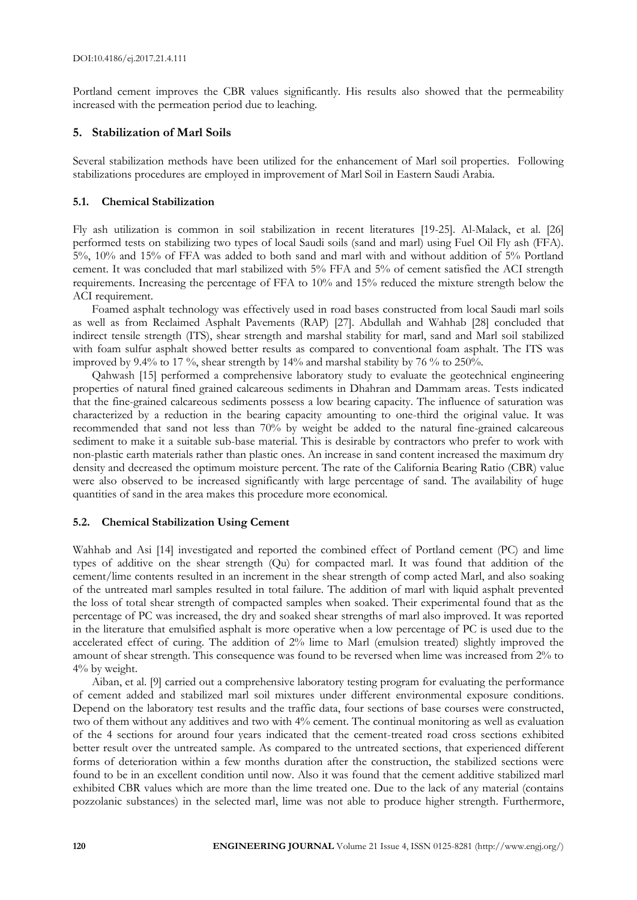Portland cement improves the CBR values significantly. His results also showed that the permeability increased with the permeation period due to leaching.

## 5. Stabilization of Marl Soils

Several stabilization methods have been utilized for the enhancement of Marl soil properties. Following stabilizations procedures are employed in improvement of Marl Soil in Eastern Saudi Arabia.

### 5.1. Chemical Stabilization

Fly ash utilization is common in soil stabilization in recent literatures [19-25]. Al-Malack, et al. [26] performed tests on stabilizing two types of local Saudi soils (sand and marl) using Fuel Oil Fly ash (FFA). 5%, 10% and 15% of FFA was added to both sand and marl with and without addition of 5% Portland cement. It was concluded that marl stabilized with 5% FFA and 5% of cement satisfied the ACI strength requirements. Increasing the percentage of FFA to 10% and 15% reduced the mixture strength below the ACI requirement.

Foamed asphalt technology was effectively used in road bases constructed from local Saudi marl soils as well as from Reclaimed Asphalt Pavements (RAP) [27]. Abdullah and Wahhab [28] concluded that indirect tensile strength (ITS), shear strength and marshal stability for marl, sand and Marl soil stabilized with foam sulfur asphalt showed better results as compared to conventional foam asphalt. The ITS was improved by 9.4% to 17 %, shear strength by 14% and marshal stability by 76 % to 250%.

Qahwash [15] performed a comprehensive laboratory study to evaluate the geotechnical engineering properties of natural fined grained calcareous sediments in Dhahran and Dammam areas. Tests indicated that the fine-grained calcareous sediments possess a low bearing capacity. The influence of saturation was characterized by a reduction in the bearing capacity amounting to one-third the original value. It was recommended that sand not less than 70% by weight be added to the natural fine-grained calcareous sediment to make it a suitable sub-base material. This is desirable by contractors who prefer to work with non-plastic earth materials rather than plastic ones. An increase in sand content increased the maximum dry density and decreased the optimum moisture percent. The rate of the California Bearing Ratio (CBR) value were also observed to be increased significantly with large percentage of sand. The availability of huge quantities of sand in the area makes this procedure more economical.

### 5.2. Chemical Stabilization Using Cement

Wahhab and Asi [14] investigated and reported the combined effect of Portland cement (PC) and lime types of additive on the shear strength (Qu) for compacted marl. It was found that addition of the cement/lime contents resulted in an increment in the shear strength of comp acted Marl, and also soaking of the untreated marl samples resulted in total failure. The addition of marl with liquid asphalt prevented the loss of total shear strength of compacted samples when soaked. Their experimental found that as the percentage of PC was increased, the dry and soaked shear strengths of marl also improved. It was reported in the literature that emulsified asphalt is more operative when a low percentage of PC is used due to the accelerated effect of curing. The addition of 2% lime to Marl (emulsion treated) slightly improved the amount of shear strength. This consequence was found to be reversed when lime was increased from 2% to 4% by weight.

Aiban, et al. [9] carried out a comprehensive laboratory testing program for evaluating the performance of cement added and stabilized marl soil mixtures under different environmental exposure conditions. Depend on the laboratory test results and the traffic data, four sections of base courses were constructed, two of them without any additives and two with 4% cement. The continual monitoring as well as evaluation of the 4 sections for around four years indicated that the cement-treated road cross sections exhibited better result over the untreated sample. As compared to the untreated sections, that experienced different forms of deterioration within a few months duration after the construction, the stabilized sections were found to be in an excellent condition until now. Also it was found that the cement additive stabilized marl exhibited CBR values which are more than the lime treated one. Due to the lack of any material (contains pozzolanic substances) in the selected marl, lime was not able to produce higher strength. Furthermore,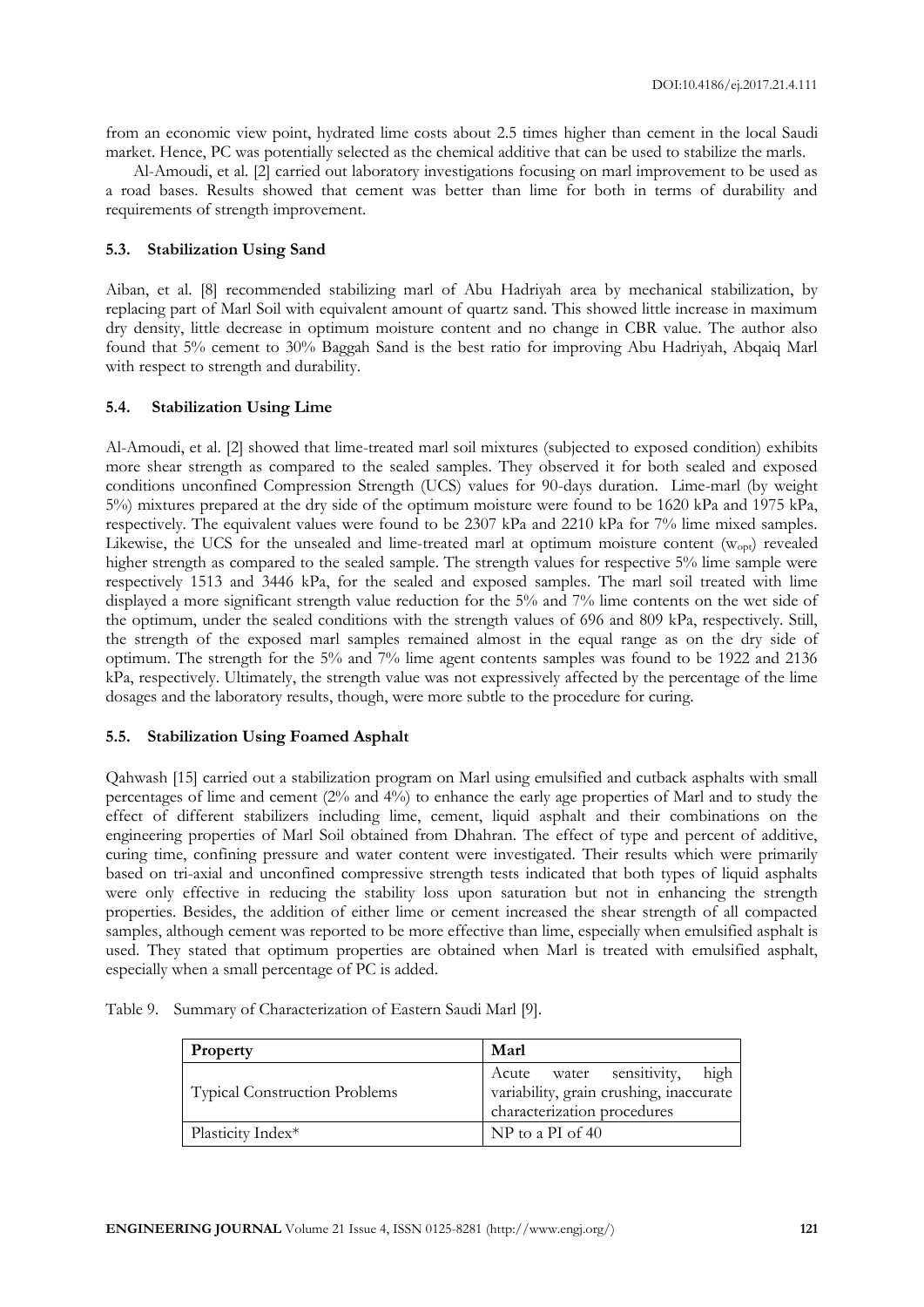from an economic view point, hydrated lime costs about 2.5 times higher than cement in the local Saudi market. Hence, PC was potentially selected as the chemical additive that can be used to stabilize the marls.

Al-Amoudi, et al. [2] carried out laboratory investigations focusing on marl improvement to be used as a road bases. Results showed that cement was better than lime for both in terms of durability and requirements of strength improvement.

### 5.3. Stabilization Using Sand

Aiban, et al. [8] recommended stabilizing marl of Abu Hadriyah area by mechanical stabilization, by replacing part of Marl Soil with equivalent amount of quartz sand. This showed little increase in maximum dry density, little decrease in optimum moisture content and no change in CBR value. The author also found that 5% cement to 30% Baggah Sand is the best ratio for improving Abu Hadriyah, Abqaiq Marl with respect to strength and durability.

### 5.4. Stabilization Using Lime

Al-Amoudi, et al. [2] showed that lime-treated marl soil mixtures (subjected to exposed condition) exhibits more shear strength as compared to the sealed samples. They observed it for both sealed and exposed conditions unconfined Compression Strength (UCS) values for 90-days duration. Lime-marl (by weight 5%) mixtures prepared at the dry side of the optimum moisture were found to be 1620 kPa and 1975 kPa, respectively. The equivalent values were found to be 2307 kPa and 2210 kPa for 7% lime mixed samples. Likewise, the UCS for the unsealed and lime-treated marl at optimum moisture content ($w_{opt}$) revealed higher strength as compared to the sealed sample. The strength values for respective 5% lime sample were respectively 1513 and 3446 kPa, for the sealed and exposed samples. The marl soil treated with lime displayed a more significant strength value reduction for the 5% and 7% lime contents on the wet side of the optimum, under the sealed conditions with the strength values of 696 and 809 kPa, respectively. Still, the strength of the exposed marl samples remained almost in the equal range as on the dry side of optimum. The strength for the 5% and 7% lime agent contents samples was found to be 1922 and 2136 kPa, respectively. Ultimately, the strength value was not expressively affected by the percentage of the lime dosages and the laboratory results, though, were more subtle to the procedure for curing.

### 5.5. Stabilization Using Foamed Asphalt

Qahwash [15] carried out a stabilization program on Marl using emulsified and cutback asphalts with small percentages of lime and cement (2% and 4%) to enhance the early age properties of Marl and to study the effect of different stabilizers including lime, cement, liquid asphalt and their combinations on the engineering properties of Marl Soil obtained from Dhahran. The effect of type and percent of additive, curing time, confining pressure and water content were investigated. Their results which were primarily based on tri-axial and unconfined compressive strength tests indicated that both types of liquid asphalts were only effective in reducing the stability loss upon saturation but not in enhancing the strength properties. Besides, the addition of either lime or cement increased the shear strength of all compacted samples, although cement was reported to be more effective than lime, especially when emulsified asphalt is used. They stated that optimum properties are obtained when Marl is treated with emulsified asphalt, especially when a small percentage of PC is added.

Table 9. Summary of Characterization of Eastern Saudi Marl [9].

| **Property** | **Marl** |
| --- | --- |
| Typical Construction Problems | Acute water sensitivity, high variability, grain crushing, inaccurate characterization procedures |
| Plasticity Index* | NP to a PI of 40 |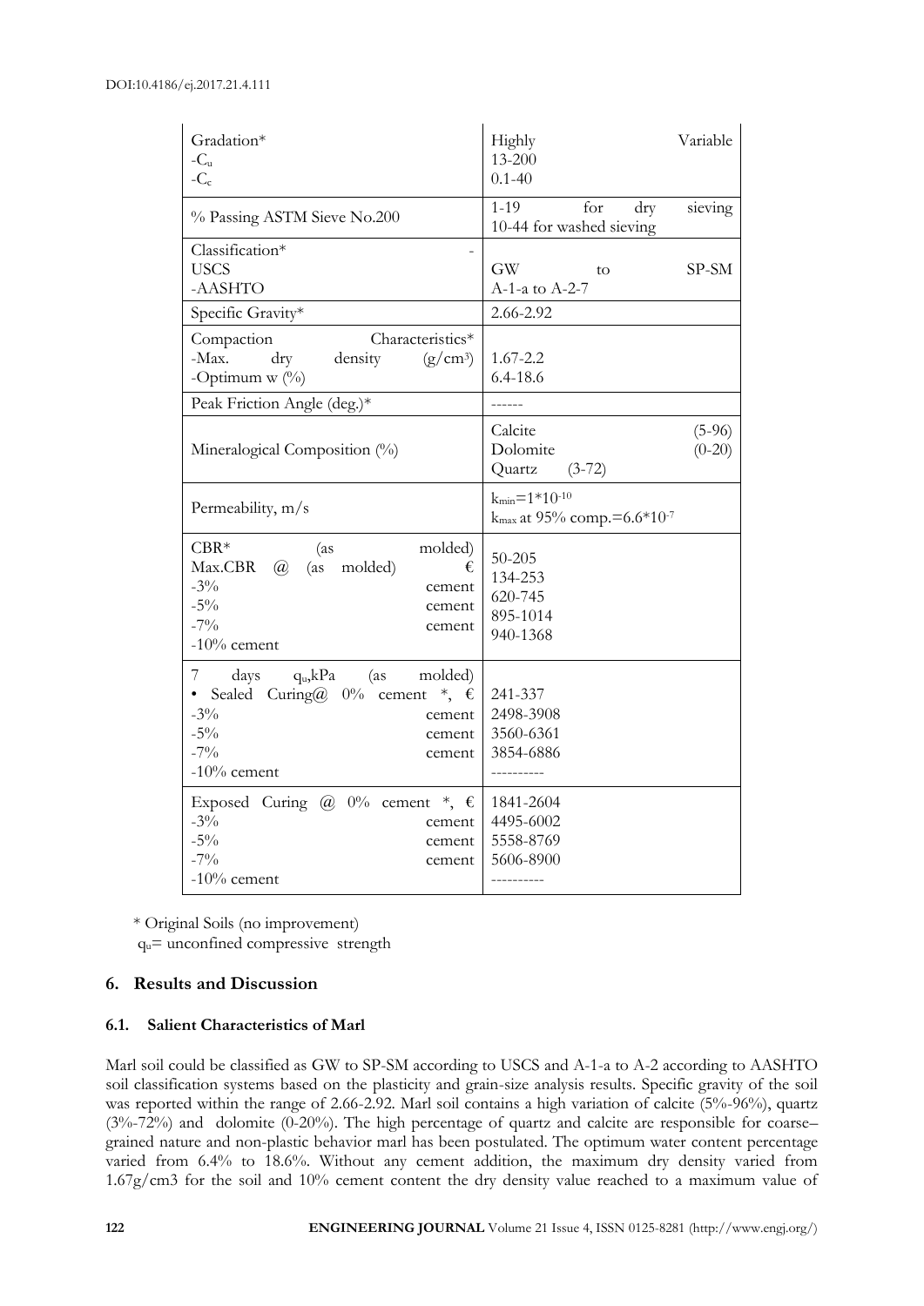| | |
|---|---|
| Gradation*<br>-$C_u$<br>-$C_c$ | Highly Variable<br>13-200<br>0.1-40 |
| % Passing ASTM Sieve No.200 | 1-19 for dry sieving<br>10-44 for washed sieving |
| Classification* -<br>USCS<br>-AASHTO | <br>GW to SP-SM<br>A-1-a to A-2-7 |
| Specific Gravity* | 2.66-2.92 |
| Compaction Characteristics*<br>-Max. dry density ($g/cm^3$)<br>-Optimum w (%) | <br>1.67-2.2<br>6.4-18.6 |
| Peak Friction Angle (deg.)* | ------ |
| Mineralogical Composition (%) | Calcite (5-96)<br>Dolomite (0-20)<br>Quartz (3-72) |
| Permeability, m/s | $k_{min}=1*10^{-10}$<br>$k_{max}$ at 95% comp.$=6.6*10^{-7}$ |
| CBR* (as molded)<br>Max.CBR @ (as molded) €<br>-3% cement<br>-5% cement<br>-7% cement<br>-10% cement | 50-205<br>134-253<br>620-745<br>895-1014<br>940-1368 |
| 7 days $q_u$,kPa (as molded)<br>• Sealed Curing@ 0% cement *, €<br>-3% cement<br>-5% cement<br>-7% cement<br>-10% cement | <br>241-337<br>2498-3908<br>3560-6361<br>3854-6886<br>---------- |
| Exposed Curing @ 0% cement *, €<br>-3% cement<br>-5% cement<br>-7% cement<br>-10% cement | 1841-2604<br>4495-6002<br>5558-8769<br>5606-8900<br>---------- |

\* Original Soils (no improvement)

$q_u$= unconfined compressive strength

## 6. Results and Discussion

### 6.1. Salient Characteristics of Marl

Marl soil could be classified as GW to SP-SM according to USCS and A-1-a to A-2 according to AASHTO soil classification systems based on the plasticity and grain-size analysis results. Specific gravity of the soil was reported within the range of 2.66-2.92. Marl soil contains a high variation of calcite (5%-96%), quartz (3%-72%) and dolomite (0-20%). The high percentage of quartz and calcite are responsible for coarse–grained nature and non-plastic behavior marl has been postulated. The optimum water content percentage varied from 6.4% to 18.6%. Without any cement addition, the maximum dry density varied from 1.67g/cm3 for the soil and 10% cement content the dry density value reached to a maximum value of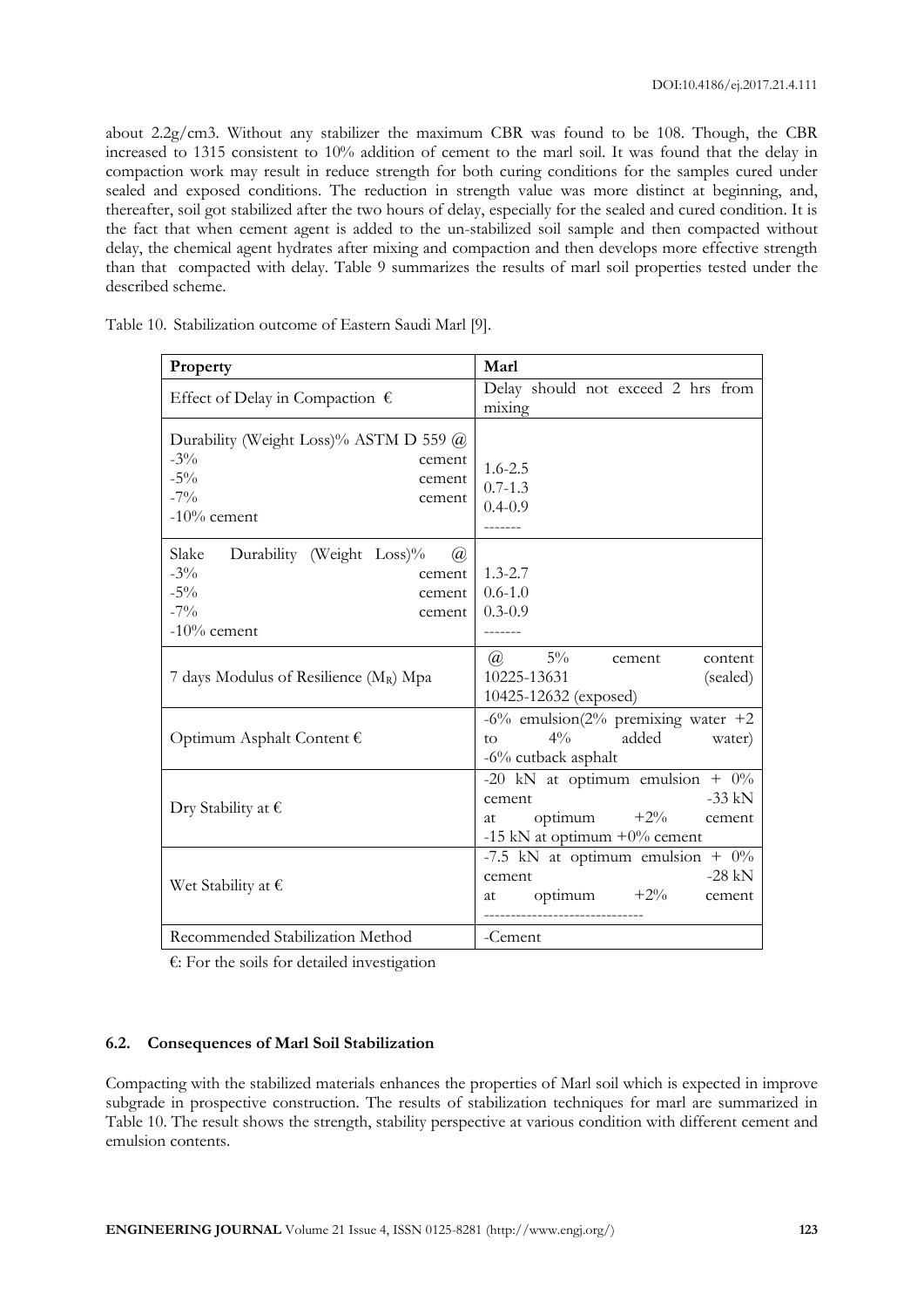about 2.2g/cm3. Without any stabilizer the maximum CBR was found to be 108. Though, the CBR increased to 1315 consistent to 10% addition of cement to the marl soil. It was found that the delay in compaction work may result in reduce strength for both curing conditions for the samples cured under sealed and exposed conditions. The reduction in strength value was more distinct at beginning, and, thereafter, soil got stabilized after the two hours of delay, especially for the sealed and cured condition. It is the fact that when cement agent is added to the un-stabilized soil sample and then compacted without delay, the chemical agent hydrates after mixing and compaction and then develops more effective strength than that compacted with delay. Table 9 summarizes the results of marl soil properties tested under the described scheme.

Table 10. Stabilization outcome of Eastern Saudi Marl [9].

| Property | Marl |
|---|---|
| Effect of Delay in Compaction € | Delay should not exceed 2 hrs from mixing |
| Durability (Weight Loss)% ASTM D 559 @<br>-3% cement<br>-5% cement<br>-7% cement<br>-10% cement | <br>1.6-2.5<br>0.7-1.3<br>0.4-0.9<br>------- |
| Slake Durability (Weight Loss)% @<br>-3% cement<br>-5% cement<br>-7% cement<br>-10% cement | <br>1.3-2.7<br>0.6-1.0<br>0.3-0.9<br>------- |
| 7 days Modulus of Resilience ($M_R$) Mpa | @ 5% cement content<br>10225-13631 (sealed)<br>10425-12632 (exposed) |
| Optimum Asphalt Content € | -6% emulsion(2% premixing water +2 to 4% added water)<br>-6% cutback asphalt |
| Dry Stability at € | -20 kN at optimum emulsion + 0% cement<br>-33 kN at optimum +2% cement<br>-15 kN at optimum +0% cement |
| Wet Stability at € | -7.5 kN at optimum emulsion + 0% cement<br>-28 kN at optimum +2% cement<br>------------------------------ |
| Recommended Stabilization Method | -Cement |

€: For the soils for detailed investigation

### 6.2. Consequences of Marl Soil Stabilization

Compacting with the stabilized materials enhances the properties of Marl soil which is expected in improve subgrade in prospective construction. The results of stabilization techniques for marl are summarized in Table 10. The result shows the strength, stability perspective at various condition with different cement and emulsion contents.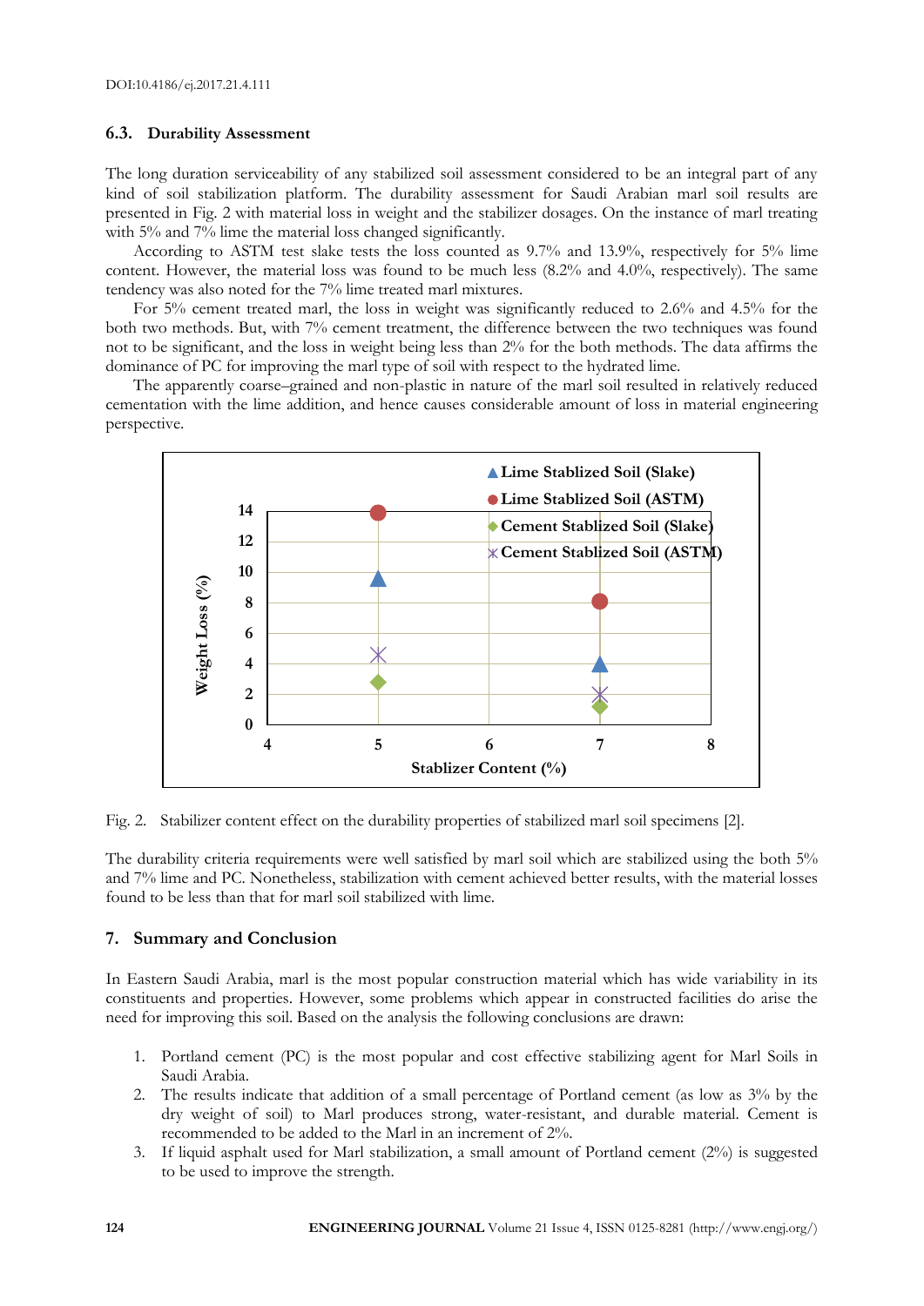DOI:10.4186/ej.2017.21.4.111

### 6.3. Durability Assessment

The long duration serviceability of any stabilized soil assessment considered to be an integral part of any kind of soil stabilization platform. The durability assessment for Saudi Arabian marl soil results are presented in Fig. 2 with material loss in weight and the stabilizer dosages. On the instance of marl treating with 5% and 7% lime the material loss changed significantly.

According to ASTM test slake tests the loss counted as 9.7% and 13.9%, respectively for 5% lime content. However, the material loss was found to be much less (8.2% and 4.0%, respectively). The same tendency was also noted for the 7% lime treated marl mixtures.

For 5% cement treated marl, the loss in weight was significantly reduced to 2.6% and 4.5% for the both two methods. But, with 7% cement treatment, the difference between the two techniques was found not to be significant, and the loss in weight being less than 2% for the both methods. The data affirms the dominance of PC for improving the marl type of soil with respect to the hydrated lime.

The apparently coarse–grained and non-plastic in nature of the marl soil resulted in relatively reduced cementation with the lime addition, and hence causes considerable amount of loss in material engineering perspective.

Fig. 2. Stabilizer content effect on the durability properties of stabilized marl soil specimens [2].

The durability criteria requirements were well satisfied by marl soil which are stabilized using the both 5% and 7% lime and PC. Nonetheless, stabilization with cement achieved better results, with the material losses found to be less than that for marl soil stabilized with lime.

## 7. Summary and Conclusion

In Eastern Saudi Arabia, marl is the most popular construction material which has wide variability in its constituents and properties. However, some problems which appear in constructed facilities do arise the need for improving this soil. Based on the analysis the following conclusions are drawn:

1. Portland cement (PC) is the most popular and cost effective stabilizing agent for Marl Soils in Saudi Arabia.
2. The results indicate that addition of a small percentage of Portland cement (as low as 3% by the dry weight of soil) to Marl produces strong, water-resistant, and durable material. Cement is recommended to be added to the Marl in an increment of 2%.
3. If liquid asphalt used for Marl stabilization, a small amount of Portland cement (2%) is suggested to be used to improve the strength.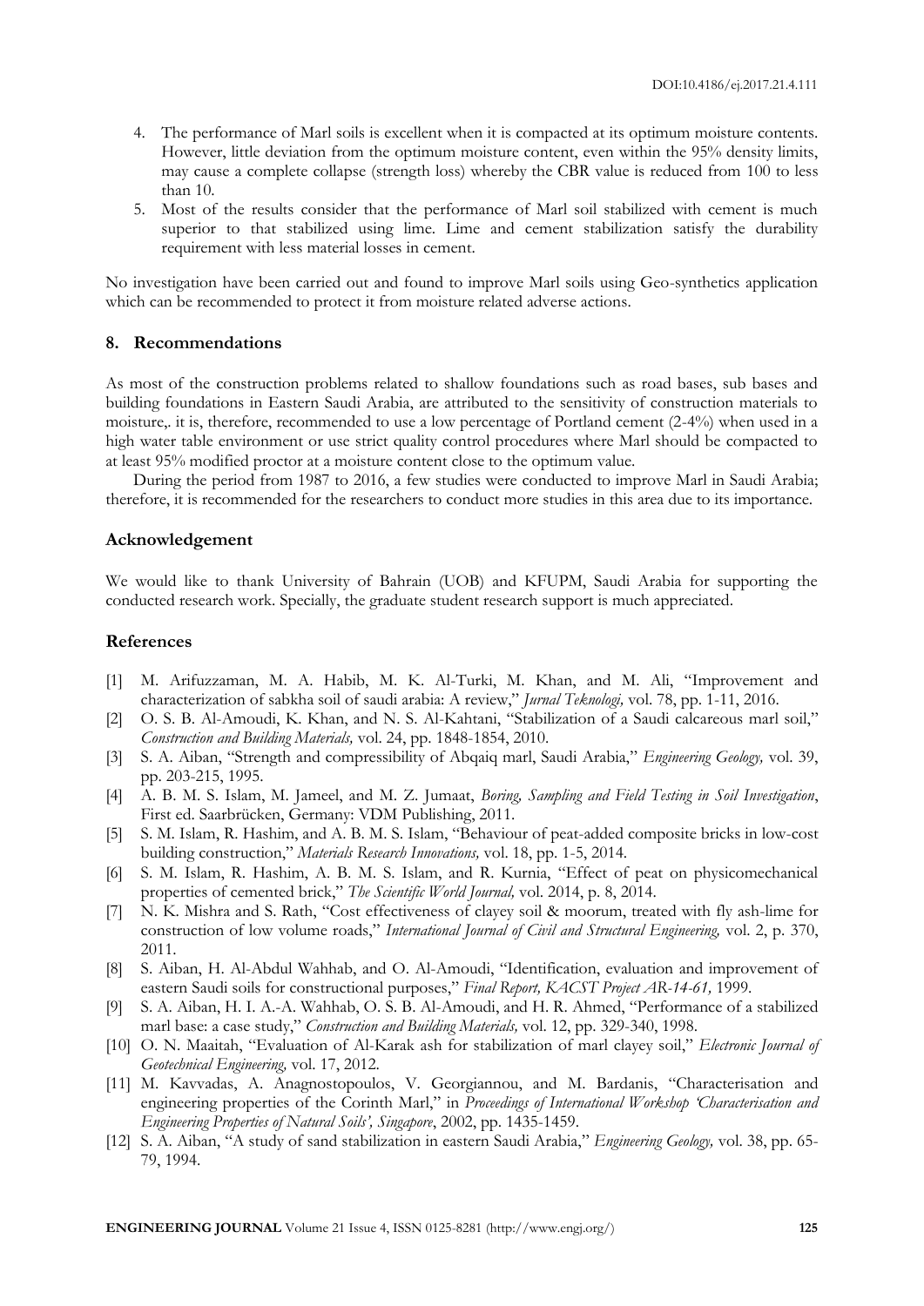4. The performance of Marl soils is excellent when it is compacted at its optimum moisture contents. However, little deviation from the optimum moisture content, even within the 95% density limits, may cause a complete collapse (strength loss) whereby the CBR value is reduced from 100 to less than 10.
5. Most of the results consider that the performance of Marl soil stabilized with cement is much superior to that stabilized using lime. Lime and cement stabilization satisfy the durability requirement with less material losses in cement.

No investigation have been carried out and found to improve Marl soils using Geo-synthetics application which can be recommended to protect it from moisture related adverse actions.

## 8. Recommendations

As most of the construction problems related to shallow foundations such as road bases, sub bases and building foundations in Eastern Saudi Arabia, are attributed to the sensitivity of construction materials to moisture,. it is, therefore, recommended to use a low percentage of Portland cement (2-4%) when used in a high water table environment or use strict quality control procedures where Marl should be compacted to at least 95% modified proctor at a moisture content close to the optimum value.

During the period from 1987 to 2016, a few studies were conducted to improve Marl in Saudi Arabia; therefore, it is recommended for the researchers to conduct more studies in this area due to its importance.

## Acknowledgement

We would like to thank University of Bahrain (UOB) and KFUPM, Saudi Arabia for supporting the conducted research work. Specially, the graduate student research support is much appreciated.

## References

[1] M. Arifuzzaman, M. A. Habib, M. K. Al-Turki, M. Khan, and M. Ali, "Improvement and characterization of sabkha soil of saudi arabia: A review," *Jurnal Teknologi,* vol. 78, pp. 1-11, 2016.

[2] O. S. B. Al-Amoudi, K. Khan, and N. S. Al-Kahtani, "Stabilization of a Saudi calcareous marl soil," *Construction and Building Materials,* vol. 24, pp. 1848-1854, 2010.

[3] S. A. Aiban, "Strength and compressibility of Abqaiq marl, Saudi Arabia," *Engineering Geology,* vol. 39, pp. 203-215, 1995.

[4] A. B. M. S. Islam, M. Jameel, and M. Z. Jumaat, *Boring, Sampling and Field Testing in Soil Investigation*, First ed. Saarbrücken, Germany: VDM Publishing, 2011.

[5] S. M. Islam, R. Hashim, and A. B. M. S. Islam, "Behaviour of peat-added composite bricks in low-cost building construction," *Materials Research Innovations,* vol. 18, pp. 1-5, 2014.

[6] S. M. Islam, R. Hashim, A. B. M. S. Islam, and R. Kurnia, "Effect of peat on physicomechanical properties of cemented brick," *The Scientific World Journal,* vol. 2014, p. 8, 2014.

[7] N. K. Mishra and S. Rath, "Cost effectiveness of clayey soil & moorum, treated with fly ash-lime for construction of low volume roads," *International Journal of Civil and Structural Engineering,* vol. 2, p. 370, 2011.

[8] S. Aiban, H. Al-Abdul Wahhab, and O. Al-Amoudi, "Identification, evaluation and improvement of eastern Saudi soils for constructional purposes," *Final Report, KACST Project AR-14-61,* 1999.

[9] S. A. Aiban, H. I. A.-A. Wahhab, O. S. B. Al-Amoudi, and H. R. Ahmed, "Performance of a stabilized marl base: a case study," *Construction and Building Materials,* vol. 12, pp. 329-340, 1998.

[10] O. N. Maaitah, "Evaluation of Al-Karak ash for stabilization of marl clayey soil," *Electronic Journal of Geotechnical Engineering,* vol. 17, 2012.

[11] M. Kavvadas, A. Anagnostopoulos, V. Georgiannou, and M. Bardanis, "Characterisation and engineering properties of the Corinth Marl," in *Proceedings of International Workshop 'Characterisation and Engineering Properties of Natural Soils', Singapore*, 2002, pp. 1435-1459.

[12] S. A. Aiban, "A study of sand stabilization in eastern Saudi Arabia," *Engineering Geology,* vol. 38, pp. 65-79, 1994.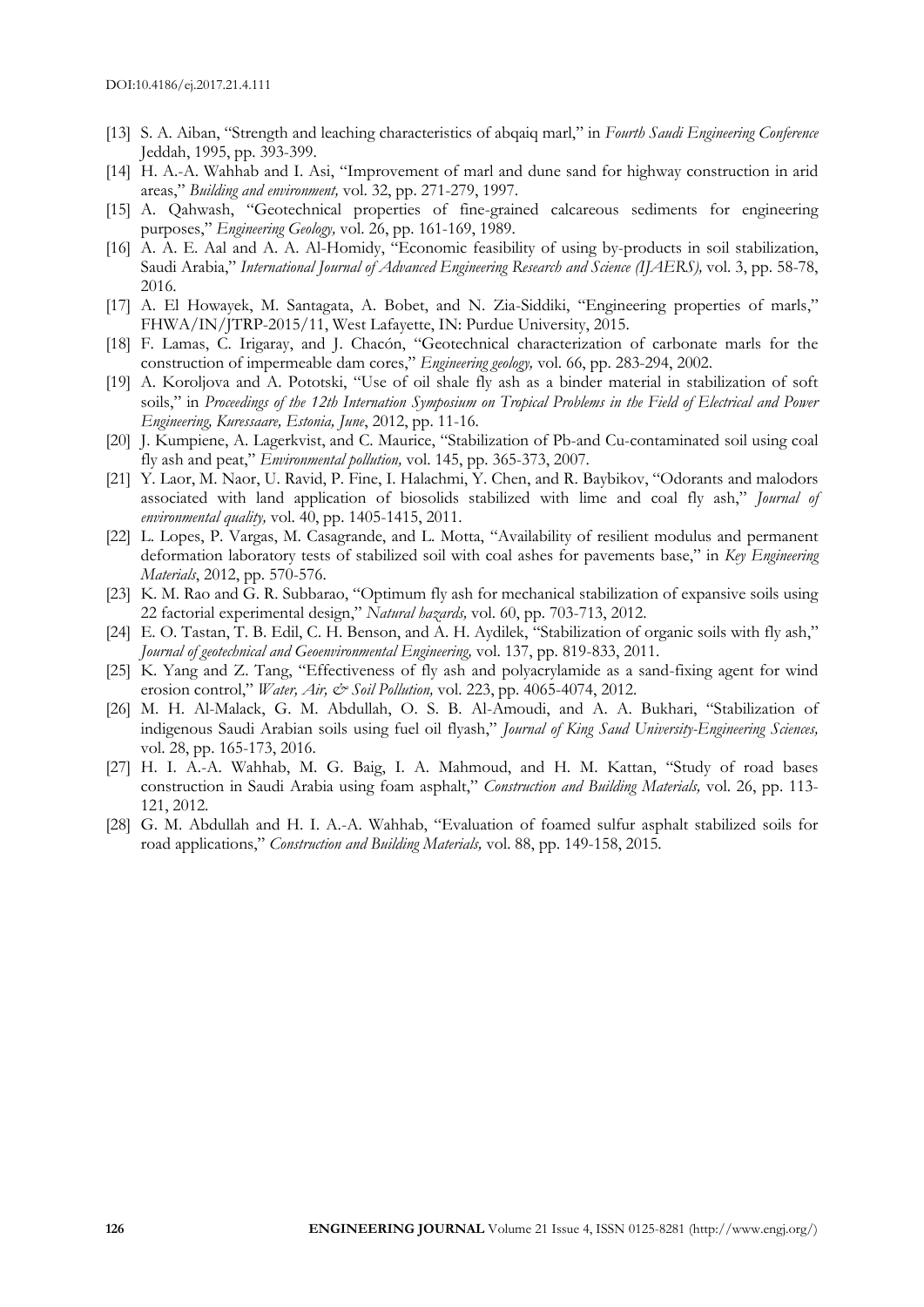[13] S. A. Aiban, "Strength and leaching characteristics of abqaiq marl," in *Fourth Saudi Engineering Conference* Jeddah, 1995, pp. 393-399.

[14] H. A.-A. Wahhab and I. Asi, "Improvement of marl and dune sand for highway construction in arid areas," *Building and environment,* vol. 32, pp. 271-279, 1997.

[15] A. Qahwash, "Geotechnical properties of fine-grained calcareous sediments for engineering purposes," *Engineering Geology,* vol. 26, pp. 161-169, 1989.

[16] A. A. E. Aal and A. A. Al-Homidy, "Economic feasibility of using by-products in soil stabilization, Saudi Arabia," *International Journal of Advanced Engineering Research and Science (IJAERS),* vol. 3, pp. 58-78, 2016.

[17] A. El Howayek, M. Santagata, A. Bobet, and N. Zia-Siddiki, "Engineering properties of marls," FHWA/IN/JTRP-2015/11, West Lafayette, IN: Purdue University, 2015.

[18] F. Lamas, C. Irigaray, and J. Chacón, "Geotechnical characterization of carbonate marls for the construction of impermeable dam cores," *Engineering geology,* vol. 66, pp. 283-294, 2002.

[19] A. Koroljova and A. Pototski, "Use of oil shale fly ash as a binder material in stabilization of soft soils," in *Proceedings of the 12th Internation Symposium on Tropical Problems in the Field of Electrical and Power Engineering, Kuressaare, Estonia, June*, 2012, pp. 11-16.

[20] J. Kumpiene, A. Lagerkvist, and C. Maurice, "Stabilization of Pb-and Cu-contaminated soil using coal fly ash and peat," *Environmental pollution,* vol. 145, pp. 365-373, 2007.

[21] Y. Laor, M. Naor, U. Ravid, P. Fine, I. Halachmi, Y. Chen, and R. Baybikov, "Odorants and malodors associated with land application of biosolids stabilized with lime and coal fly ash," *Journal of environmental quality,* vol. 40, pp. 1405-1415, 2011.

[22] L. Lopes, P. Vargas, M. Casagrande, and L. Motta, "Availability of resilient modulus and permanent deformation laboratory tests of stabilized soil with coal ashes for pavements base," in *Key Engineering Materials*, 2012, pp. 570-576.

[23] K. M. Rao and G. R. Subbarao, "Optimum fly ash for mechanical stabilization of expansive soils using 22 factorial experimental design," *Natural hazards,* vol. 60, pp. 703-713, 2012.

[24] E. O. Tastan, T. B. Edil, C. H. Benson, and A. H. Aydilek, "Stabilization of organic soils with fly ash," *Journal of geotechnical and Geoenvironmental Engineering,* vol. 137, pp. 819-833, 2011.

[25] K. Yang and Z. Tang, "Effectiveness of fly ash and polyacrylamide as a sand-fixing agent for wind erosion control," *Water, Air, & Soil Pollution,* vol. 223, pp. 4065-4074, 2012.

[26] M. H. Al-Malack, G. M. Abdullah, O. S. B. Al-Amoudi, and A. A. Bukhari, "Stabilization of indigenous Saudi Arabian soils using fuel oil flyash," *Journal of King Saud University-Engineering Sciences,* vol. 28, pp. 165-173, 2016.

[27] H. I. A.-A. Wahhab, M. G. Baig, I. A. Mahmoud, and H. M. Kattan, "Study of road bases construction in Saudi Arabia using foam asphalt," *Construction and Building Materials,* vol. 26, pp. 113-121, 2012.

[28] G. M. Abdullah and H. I. A.-A. Wahhab, "Evaluation of foamed sulfur asphalt stabilized soils for road applications," *Construction and Building Materials,* vol. 88, pp. 149-158, 2015.